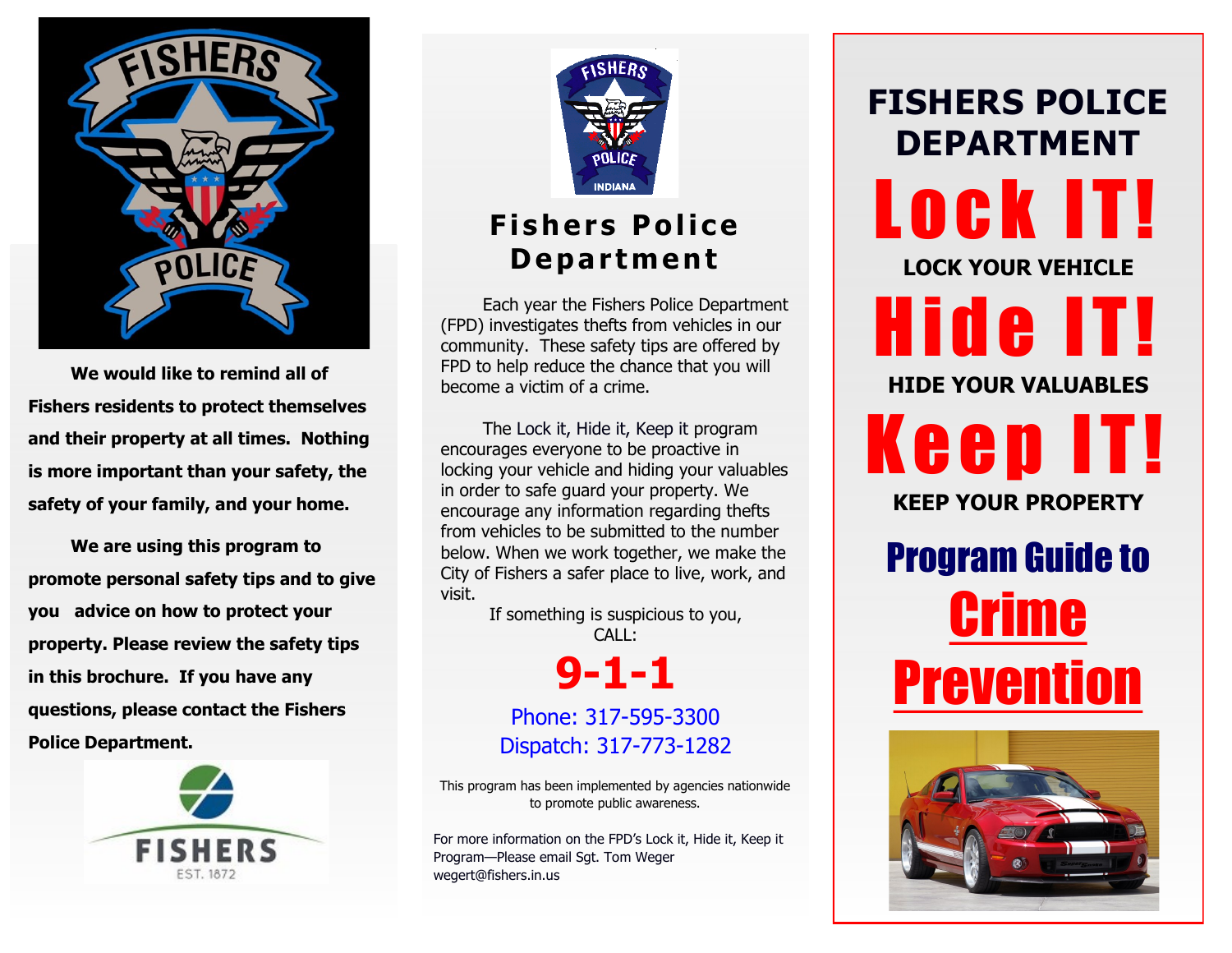**We would like to remind all of Fishers residents to protect themselves and their property at all times. Nothing is more important than your safety, the safety of your family, and your home.**

**We are using this program to promote personal safety tips and to give you advice on how to protect your property. Please review the safety tips in this brochure. If you have any questions, please contact the Fishers Police Department.**

FISHERS

EST. 1872

## Fishers Police Department

Each year the Fishers Police Department (FPD) investigates thefts from vehicles in our community. These safety tips are offered by FPD to help reduce the chance that you will become a victim of a crime.

The Lock it, Hide it, Keep it program encourages everyone to be proactive in locking your vehicle and hiding your valuables in order to safe guard your property. We encourage any information regarding thefts from vehicles to be submitted to the number below. When we work together, we make the City of Fishers a safer place to live, work, and visit.

If something is suspicious to you, CALL:

**9-1-1**

Phone: 317-595-3300

Dispatch: 317-773-1282

This program has been implemented by agencies nationwide to promote public awareness.

For more information on the FPD's Lock it, Hide it, Keep it Program—Please email Sgt. Tom Weger wegert@fishers.in.us

# FISHERS POLICE DEPARTMENT

# Lock IT!

**LOCK YOUR VEHICLE**

# Hide IT!

**HIDE YOUR VALUABLES**

# Keep IT!

**KEEP YOUR PROPERTY**

## Program Guide to Crime Prevention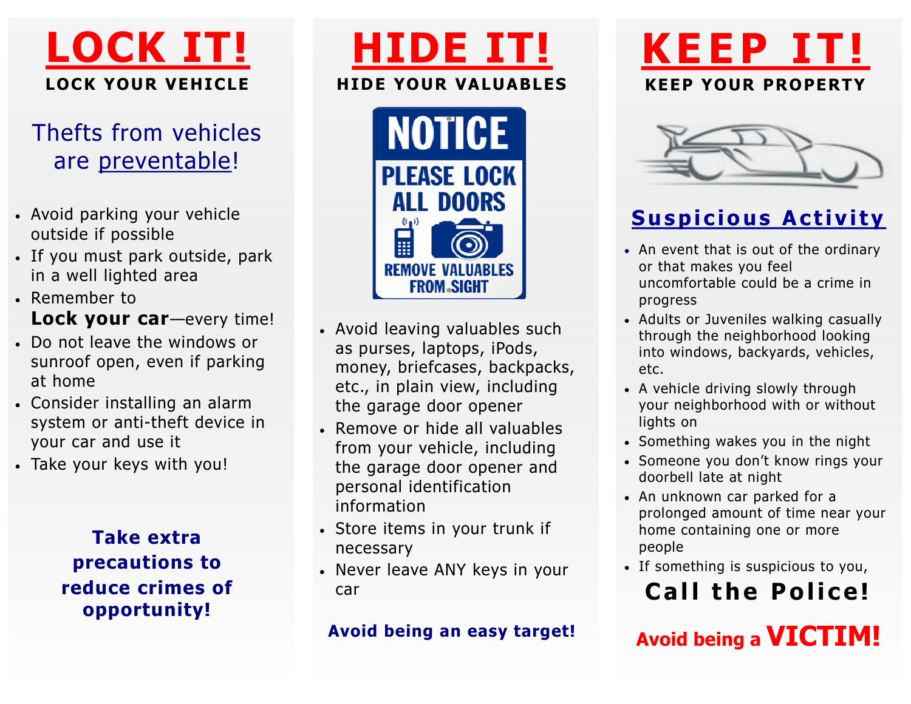# LOCK IT!

**LOCK YOUR VEHICLE**

Thefts from vehicles are preventable!

- Avoid parking your vehicle outside if possible
- If you must park outside, park in a well lighted area
- Remember to **Lock your car**—every time!
- Do not leave the windows or sunroof open, even if parking at home
- Consider installing an alarm system or anti-theft device in your car and use it
- Take your keys with you!

**Take extra precautions to reduce crimes of opportunity!**

# HIDE IT!

**HIDE YOUR VALUABLES**

NOTICE

PLEASE LOCK ALL DOORS

REMOVE VALUABLES FROM SIGHT

- Avoid leaving valuables such as purses, laptops, iPods, money, briefcases, backpacks, etc., in plain view, including the garage door opener
- Remove or hide all valuables from your vehicle, including the garage door opener and personal identification information
- Store items in your trunk if necessary
- Never leave ANY keys in your car

**Avoid being an easy target!**

# KEEP IT!

**KEEP YOUR PROPERTY**

## Suspicious Activity

- An event that is out of the ordinary or that makes you feel uncomfortable could be a crime in progress
- Adults or Juveniles walking casually through the neighborhood looking into windows, backyards, vehicles, etc.
- A vehicle driving slowly through your neighborhood with or without lights on
- Something wakes you in the night
- Someone you don't know rings your doorbell late at night
- An unknown car parked for a prolonged amount of time near your home containing one or more people
- If something is suspicious to you,

**Call the Police!**

**Avoid being a VICTIM!**